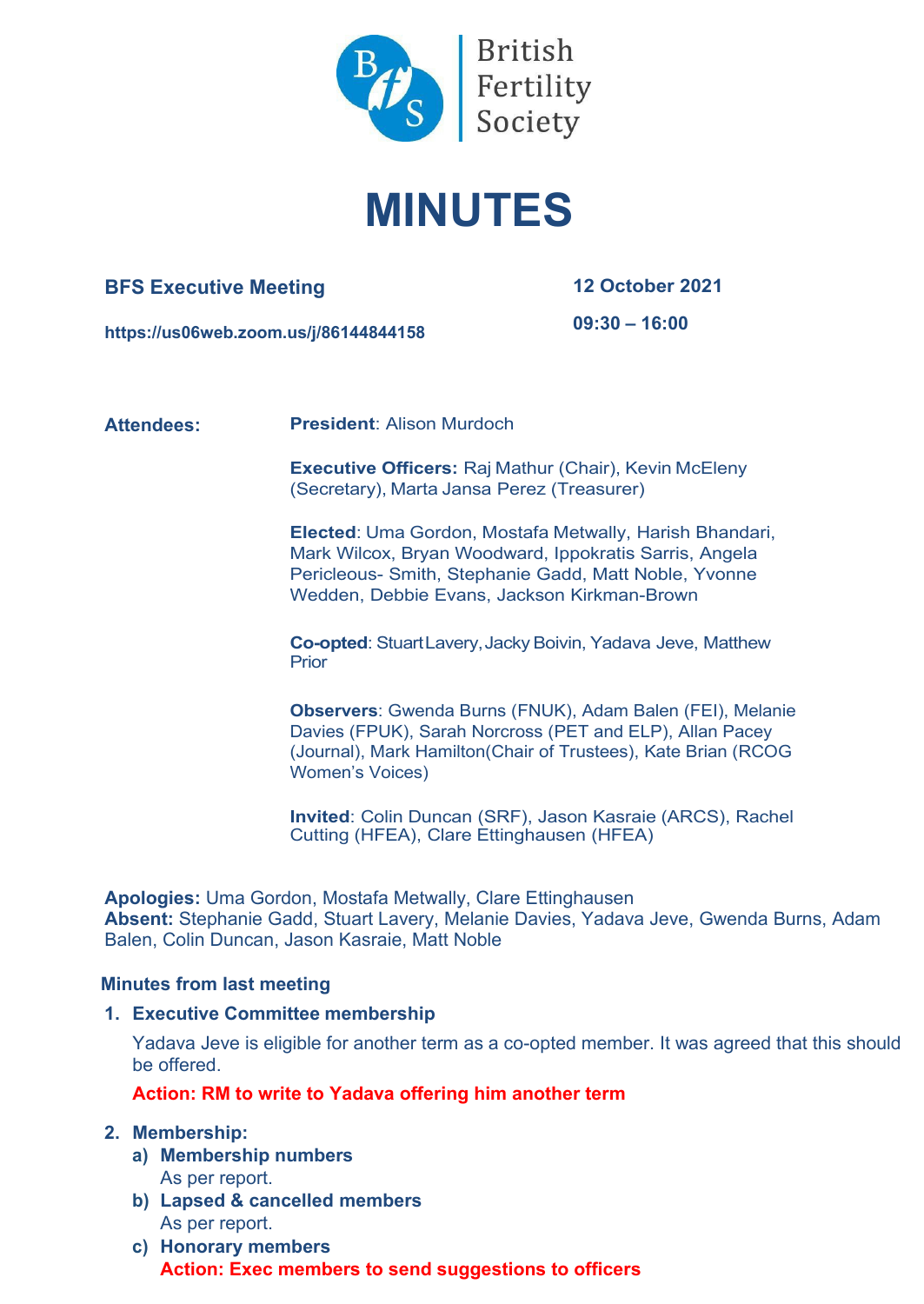British Fertility Society

# MINUTES

**BFS Executive Meeting** — **12 October 2021**

**https://us06web.zoom.us/j/86144844158** — **09:30 – 16:00**

**Attendees:**

**President**: Alison Murdoch

**Executive Officers:** Raj Mathur (Chair), Kevin McEleny (Secretary), Marta Jansa Perez (Treasurer)

**Elected**: Uma Gordon, Mostafa Metwally, Harish Bhandari, Mark Wilcox, Bryan Woodward, Ippokratis Sarris, Angela Pericleous- Smith, Stephanie Gadd, Matt Noble, Yvonne Wedden, Debbie Evans, Jackson Kirkman-Brown

**Co-opted**: Stuart Lavery, Jacky Boivin, Yadava Jeve, Matthew Prior

**Observers**: Gwenda Burns (FNUK), Adam Balen (FEI), Melanie Davies (FPUK), Sarah Norcross (PET and ELP), Allan Pacey (Journal), Mark Hamilton(Chair of Trustees), Kate Brian (RCOG Women's Voices)

**Invited**: Colin Duncan (SRF), Jason Kasraie (ARCS), Rachel Cutting (HFEA), Clare Ettinghausen (HFEA)

**Apologies:** Uma Gordon, Mostafa Metwally, Clare Ettinghausen
**Absent:** Stephanie Gadd, Stuart Lavery, Melanie Davies, Yadava Jeve, Gwenda Burns, Adam Balen, Colin Duncan, Jason Kasraie, Matt Noble

## Minutes from last meeting

1. **Executive Committee membership**

   Yadava Jeve is eligible for another term as a co-opted member. It was agreed that this should be offered.

   **Action: RM to write to Yadava offering him another term**

2. **Membership:**
   a) **Membership numbers**
      As per report.
   b) **Lapsed & cancelled members**
      As per report.
   c) **Honorary members**
      **Action: Exec members to send suggestions to officers**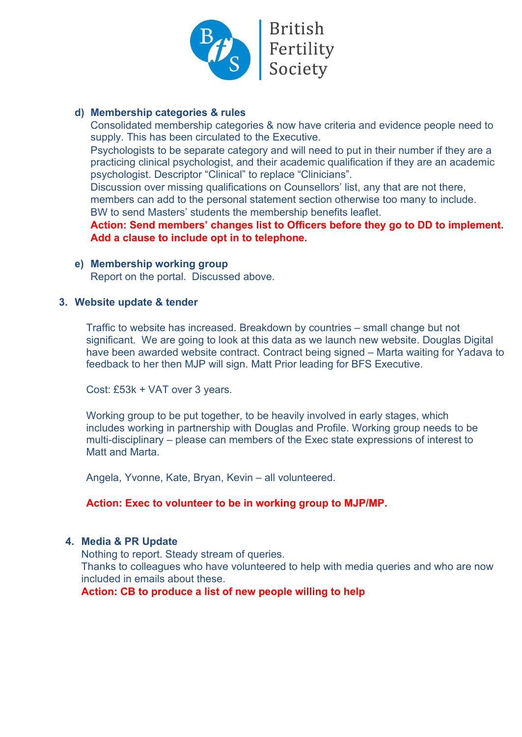**d) Membership categories & rules**

Consolidated membership categories & now have criteria and evidence people need to supply. This has been circulated to the Executive.

Psychologists to be separate category and will need to put in their number if they are a practicing clinical psychologist, and their academic qualification if they are an academic psychologist. Descriptor "Clinical" to replace "Clinicians".

Discussion over missing qualifications on Counsellors' list, any that are not there, members can add to the personal statement section otherwise too many to include.

BW to send Masters' students the membership benefits leaflet.

**Action: Send members' changes list to Officers before they go to DD to implement. Add a clause to include opt in to telephone.**

**e) Membership working group**

Report on the portal. Discussed above.

## 3. Website update & tender

Traffic to website has increased. Breakdown by countries – small change but not significant. We are going to look at this data as we launch new website. Douglas Digital have been awarded website contract. Contract being signed – Marta waiting for Yadava to feedback to her then MJP will sign. Matt Prior leading for BFS Executive.

Cost: £53k + VAT over 3 years.

Working group to be put together, to be heavily involved in early stages, which includes working in partnership with Douglas and Profile. Working group needs to be multi-disciplinary – please can members of the Exec state expressions of interest to Matt and Marta.

Angela, Yvonne, Kate, Bryan, Kevin – all volunteered.

**Action: Exec to volunteer to be in working group to MJP/MP.**

## 4. Media & PR Update

Nothing to report. Steady stream of queries.

Thanks to colleagues who have volunteered to help with media queries and who are now included in emails about these.

**Action: CB to produce a list of new people willing to help**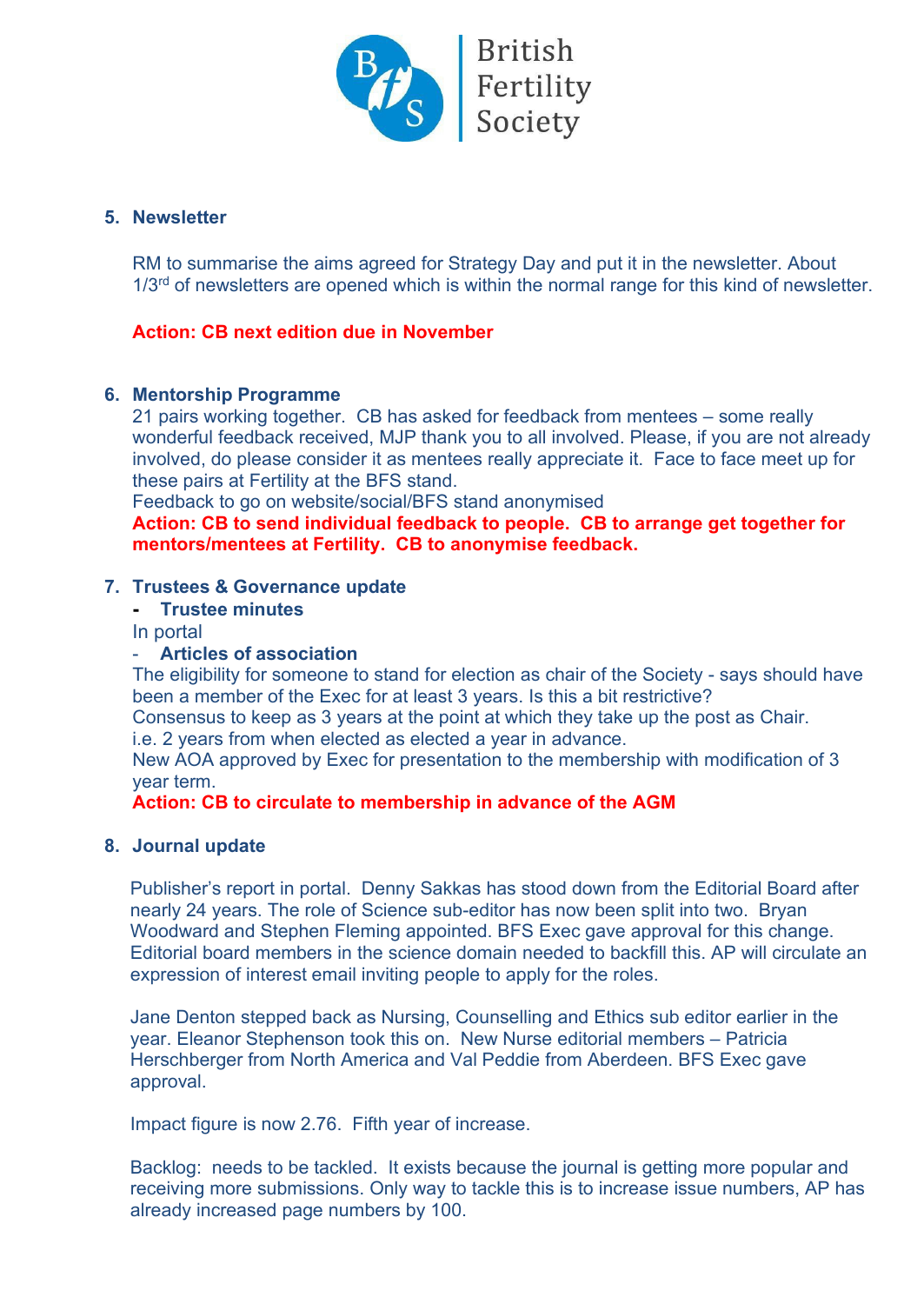## 5. Newsletter

RM to summarise the aims agreed for Strategy Day and put it in the newsletter. About 1/3rd of newsletters are opened which is within the normal range for this kind of newsletter.

**Action: CB next edition due in November**

## 6. Mentorship Programme

21 pairs working together. CB has asked for feedback from mentees – some really wonderful feedback received, MJP thank you to all involved. Please, if you are not already involved, do please consider it as mentees really appreciate it. Face to face meet up for these pairs at Fertility at the BFS stand.
Feedback to go on website/social/BFS stand anonymised

**Action: CB to send individual feedback to people. CB to arrange get together for mentors/mentees at Fertility. CB to anonymise feedback.**

## 7. Trustees & Governance update

- **Trustee minutes**

In portal

- **Articles of association**

The eligibility for someone to stand for election as chair of the Society - says should have been a member of the Exec for at least 3 years. Is this a bit restrictive?
Consensus to keep as 3 years at the point at which they take up the post as Chair.
i.e. 2 years from when elected as elected a year in advance.
New AOA approved by Exec for presentation to the membership with modification of 3 year term.

**Action: CB to circulate to membership in advance of the AGM**

## 8. Journal update

Publisher's report in portal. Denny Sakkas has stood down from the Editorial Board after nearly 24 years. The role of Science sub-editor has now been split into two. Bryan Woodward and Stephen Fleming appointed. BFS Exec gave approval for this change. Editorial board members in the science domain needed to backfill this. AP will circulate an expression of interest email inviting people to apply for the roles.

Jane Denton stepped back as Nursing, Counselling and Ethics sub editor earlier in the year. Eleanor Stephenson took this on. New Nurse editorial members – Patricia Herschberger from North America and Val Peddie from Aberdeen. BFS Exec gave approval.

Impact figure is now 2.76. Fifth year of increase.

Backlog: needs to be tackled. It exists because the journal is getting more popular and receiving more submissions. Only way to tackle this is to increase issue numbers, AP has already increased page numbers by 100.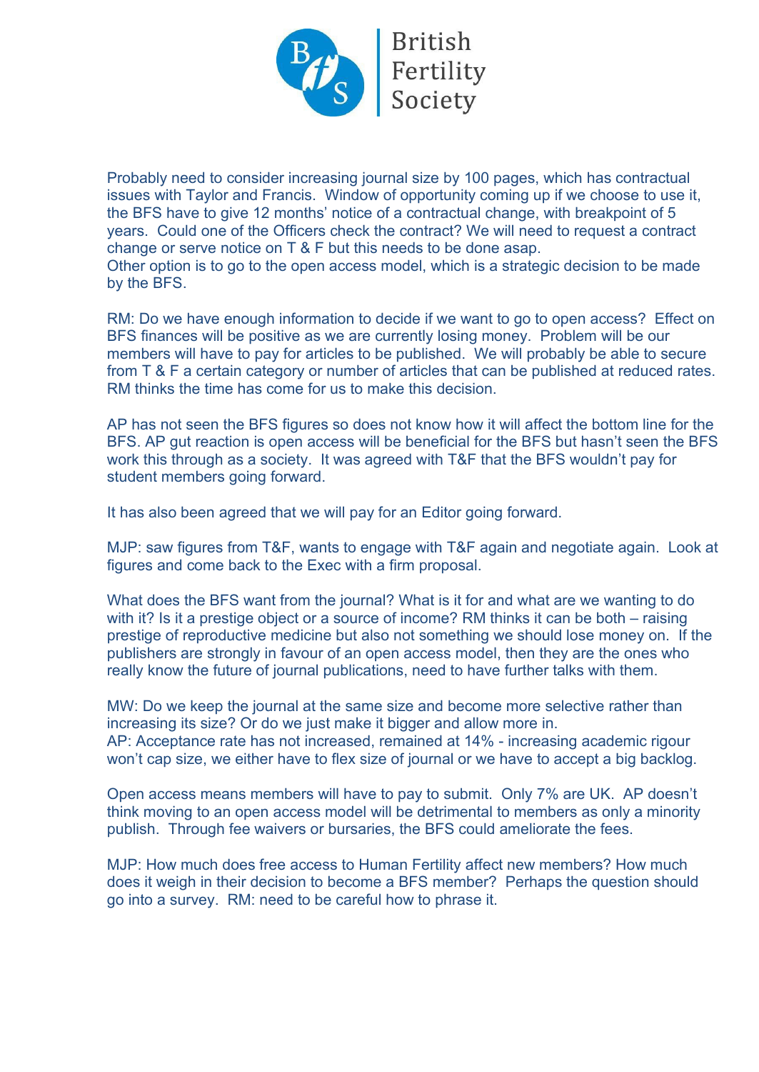Probably need to consider increasing journal size by 100 pages, which has contractual issues with Taylor and Francis. Window of opportunity coming up if we choose to use it, the BFS have to give 12 months' notice of a contractual change, with breakpoint of 5 years. Could one of the Officers check the contract? We will need to request a contract change or serve notice on T & F but this needs to be done asap.
Other option is to go to the open access model, which is a strategic decision to be made by the BFS.

RM: Do we have enough information to decide if we want to go to open access? Effect on BFS finances will be positive as we are currently losing money. Problem will be our members will have to pay for articles to be published. We will probably be able to secure from T & F a certain category or number of articles that can be published at reduced rates. RM thinks the time has come for us to make this decision.

AP has not seen the BFS figures so does not know how it will affect the bottom line for the BFS. AP gut reaction is open access will be beneficial for the BFS but hasn't seen the BFS work this through as a society. It was agreed with T&F that the BFS wouldn't pay for student members going forward.

It has also been agreed that we will pay for an Editor going forward.

MJP: saw figures from T&F, wants to engage with T&F again and negotiate again. Look at figures and come back to the Exec with a firm proposal.

What does the BFS want from the journal? What is it for and what are we wanting to do with it? Is it a prestige object or a source of income? RM thinks it can be both – raising prestige of reproductive medicine but also not something we should lose money on. If the publishers are strongly in favour of an open access model, then they are the ones who really know the future of journal publications, need to have further talks with them.

MW: Do we keep the journal at the same size and become more selective rather than increasing its size? Or do we just make it bigger and allow more in.
AP: Acceptance rate has not increased, remained at 14% - increasing academic rigour won't cap size, we either have to flex size of journal or we have to accept a big backlog.

Open access means members will have to pay to submit. Only 7% are UK. AP doesn't think moving to an open access model will be detrimental to members as only a minority publish. Through fee waivers or bursaries, the BFS could ameliorate the fees.

MJP: How much does free access to Human Fertility affect new members? How much does it weigh in their decision to become a BFS member? Perhaps the question should go into a survey. RM: need to be careful how to phrase it.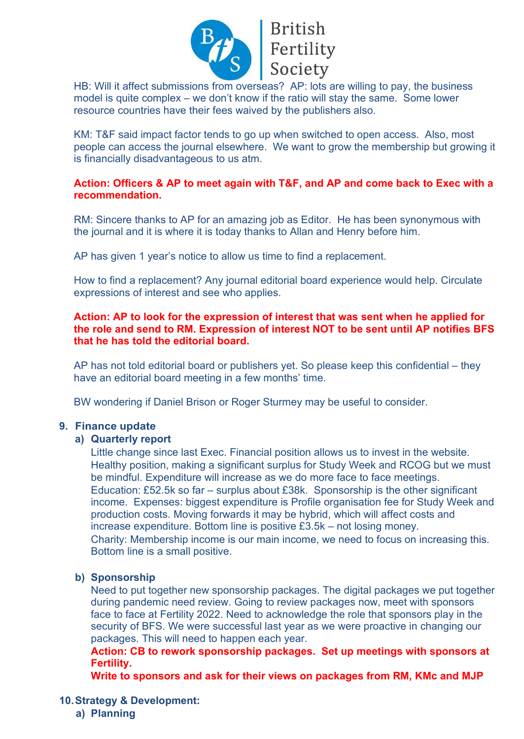HB: Will it affect submissions from overseas? AP: lots are willing to pay, the business model is quite complex – we don't know if the ratio will stay the same. Some lower resource countries have their fees waived by the publishers also.

KM: T&F said impact factor tends to go up when switched to open access. Also, most people can access the journal elsewhere. We want to grow the membership but growing it is financially disadvantageous to us atm.

**Action: Officers & AP to meet again with T&F, and AP and come back to Exec with a recommendation.**

RM: Sincere thanks to AP for an amazing job as Editor. He has been synonymous with the journal and it is where it is today thanks to Allan and Henry before him.

AP has given 1 year's notice to allow us time to find a replacement.

How to find a replacement? Any journal editorial board experience would help. Circulate expressions of interest and see who applies.

**Action: AP to look for the expression of interest that was sent when he applied for the role and send to RM. Expression of interest NOT to be sent until AP notifies BFS that he has told the editorial board.**

AP has not told editorial board or publishers yet. So please keep this confidential – they have an editorial board meeting in a few months' time.

BW wondering if Daniel Brison or Roger Sturmey may be useful to consider.

## 9. Finance update

### a) Quarterly report

Little change since last Exec. Financial position allows us to invest in the website. Healthy position, making a significant surplus for Study Week and RCOG but we must be mindful. Expenditure will increase as we do more face to face meetings.
Education: £52.5k so far – surplus about £38k. Sponsorship is the other significant income. Expenses: biggest expenditure is Profile organisation fee for Study Week and production costs. Moving forwards it may be hybrid, which will affect costs and increase expenditure. Bottom line is positive £3.5k – not losing money.
Charity: Membership income is our main income, we need to focus on increasing this. Bottom line is a small positive.

### b) Sponsorship

Need to put together new sponsorship packages. The digital packages we put together during pandemic need review. Going to review packages now, meet with sponsors face to face at Fertility 2022. Need to acknowledge the role that sponsors play in the security of BFS. We were successful last year as we were proactive in changing our packages. This will need to happen each year.
**Action: CB to rework sponsorship packages. Set up meetings with sponsors at Fertility.**
**Write to sponsors and ask for their views on packages from RM, KMc and MJP**

## 10. Strategy & Development:

### a) Planning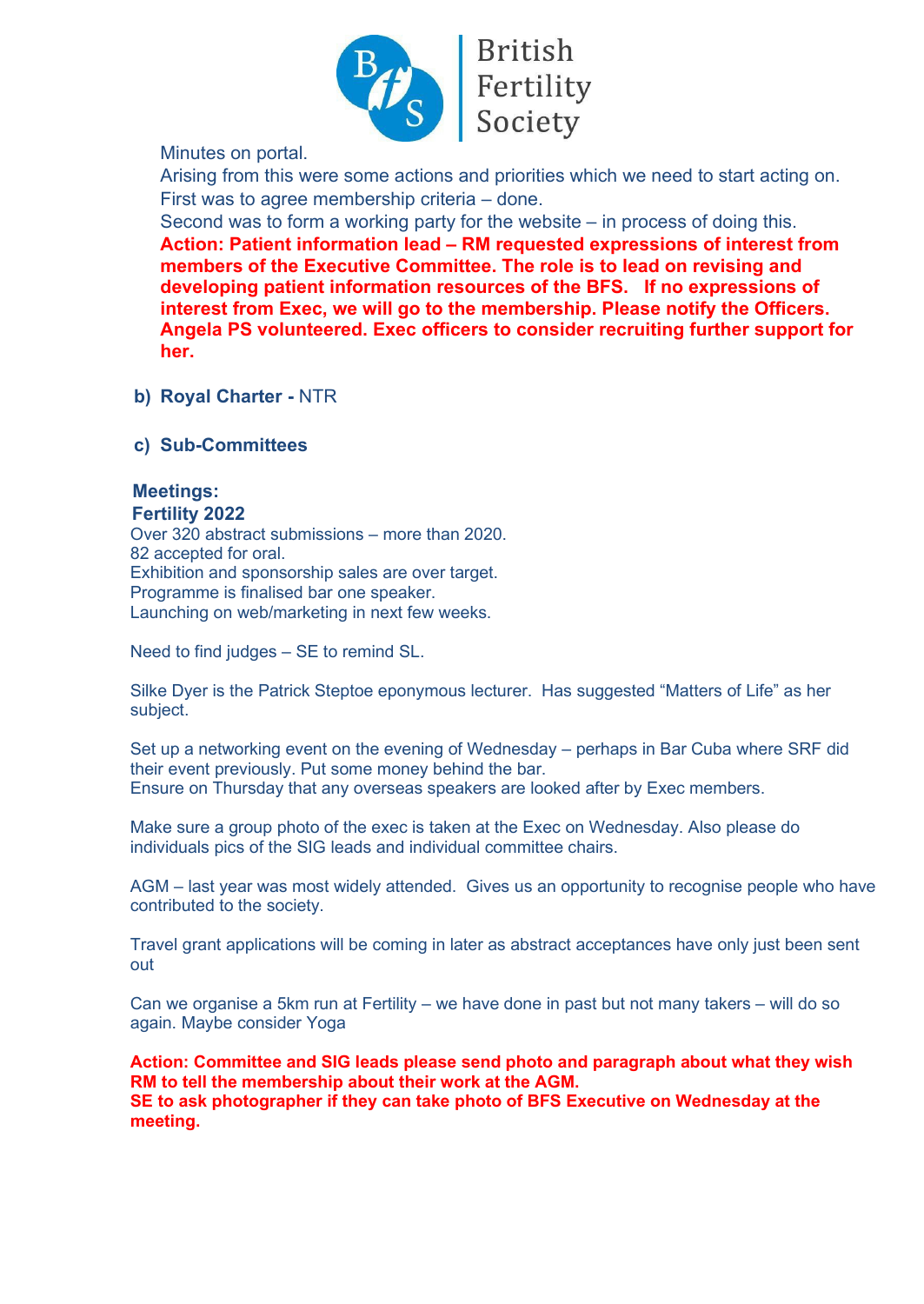Minutes on portal.

Arising from this were some actions and priorities which we need to start acting on.

First was to agree membership criteria – done.

Second was to form a working party for the website – in process of doing this.

**Action: Patient information lead – RM requested expressions of interest from members of the Executive Committee. The role is to lead on revising and developing patient information resources of the BFS. If no expressions of interest from Exec, we will go to the membership. Please notify the Officers. Angela PS volunteered. Exec officers to consider recruiting further support for her.**

**b) Royal Charter -** NTR

**c) Sub-Committees**

**Meetings:**

**Fertility 2022**

Over 320 abstract submissions – more than 2020.
82 accepted for oral.
Exhibition and sponsorship sales are over target.
Programme is finalised bar one speaker.
Launching on web/marketing in next few weeks.

Need to find judges – SE to remind SL.

Silke Dyer is the Patrick Steptoe eponymous lecturer. Has suggested "Matters of Life" as her subject.

Set up a networking event on the evening of Wednesday – perhaps in Bar Cuba where SRF did their event previously. Put some money behind the bar.
Ensure on Thursday that any overseas speakers are looked after by Exec members.

Make sure a group photo of the exec is taken at the Exec on Wednesday. Also please do individuals pics of the SIG leads and individual committee chairs.

AGM – last year was most widely attended. Gives us an opportunity to recognise people who have contributed to the society.

Travel grant applications will be coming in later as abstract acceptances have only just been sent out

Can we organise a 5km run at Fertility – we have done in past but not many takers – will do so again. Maybe consider Yoga

**Action: Committee and SIG leads please send photo and paragraph about what they wish RM to tell the membership about their work at the AGM.**
**SE to ask photographer if they can take photo of BFS Executive on Wednesday at the meeting.**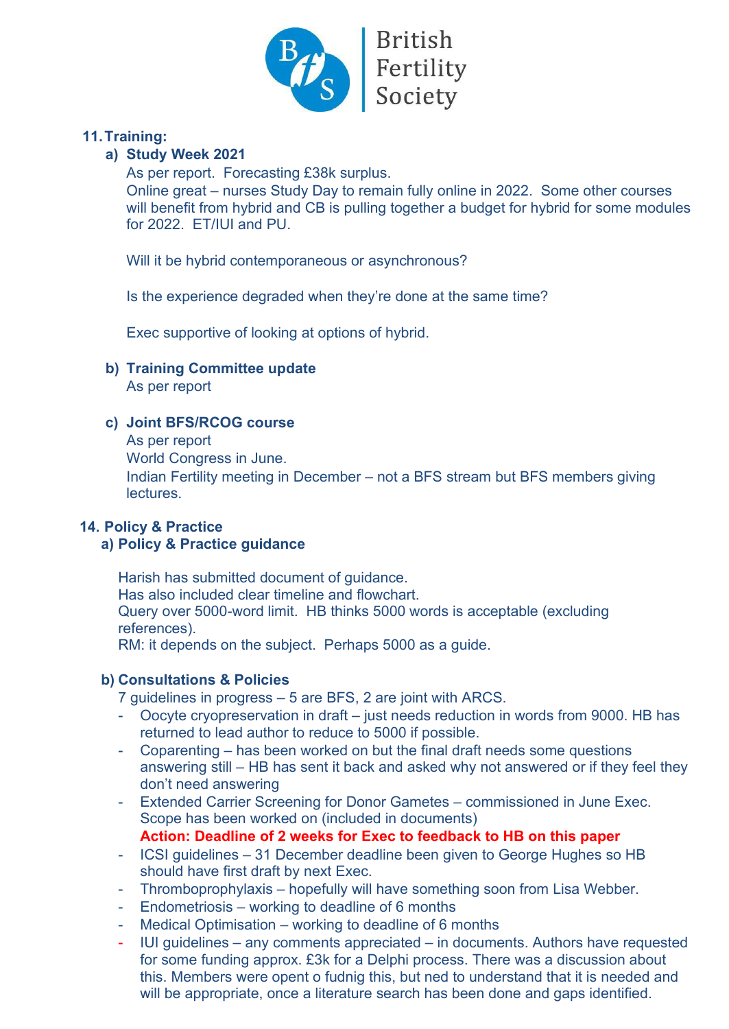## 11. Training:

### a) Study Week 2021

As per report. Forecasting £38k surplus.
Online great – nurses Study Day to remain fully online in 2022. Some other courses will benefit from hybrid and CB is pulling together a budget for hybrid for some modules for 2022. ET/IUI and PU.

Will it be hybrid contemporaneous or asynchronous?

Is the experience degraded when they're done at the same time?

Exec supportive of looking at options of hybrid.

### b) Training Committee update

As per report

### c) Joint BFS/RCOG course

As per report
World Congress in June.
Indian Fertility meeting in December – not a BFS stream but BFS members giving lectures.

## 14. Policy & Practice

### a) Policy & Practice guidance

Harish has submitted document of guidance.
Has also included clear timeline and flowchart.
Query over 5000-word limit. HB thinks 5000 words is acceptable (excluding references).
RM: it depends on the subject. Perhaps 5000 as a guide.

### b) Consultations & Policies

7 guidelines in progress – 5 are BFS, 2 are joint with ARCS.

- Oocyte cryopreservation in draft – just needs reduction in words from 9000. HB has returned to lead author to reduce to 5000 if possible.
- Coparenting – has been worked on but the final draft needs some questions answering still – HB has sent it back and asked why not answered or if they feel they don't need answering
- Extended Carrier Screening for Donor Gametes – commissioned in June Exec. Scope has been worked on (included in documents)
  **Action: Deadline of 2 weeks for Exec to feedback to HB on this paper**
- ICSI guidelines – 31 December deadline been given to George Hughes so HB should have first draft by next Exec.
- Thromboprophylaxis – hopefully will have something soon from Lisa Webber.
- Endometriosis – working to deadline of 6 months
- Medical Optimisation – working to deadline of 6 months
- IUI guidelines – any comments appreciated – in documents. Authors have requested for some funding approx. £3k for a Delphi process. There was a discussion about this. Members were opent o fudnig this, but ned to understand that it is needed and will be appropriate, once a literature search has been done and gaps identified.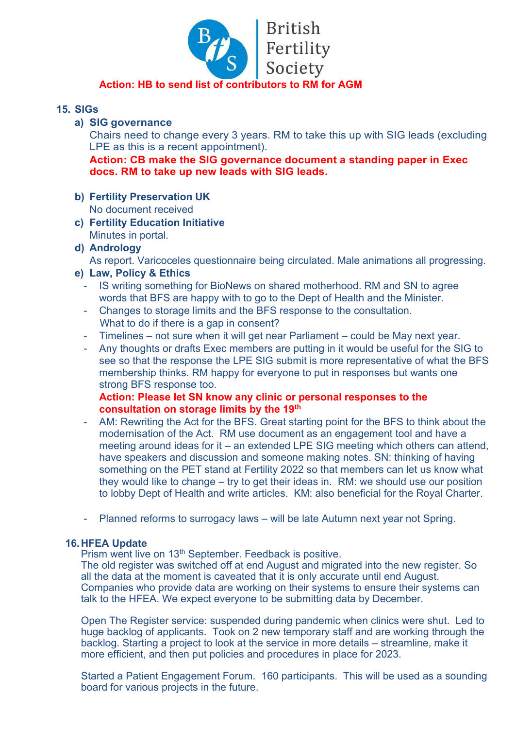**Action: HB to send list of contributors to RM for AGM**

## 15. SIGs

### a) SIG governance

Chairs need to change every 3 years. RM to take this up with SIG leads (excluding LPE as this is a recent appointment).

**Action: CB make the SIG governance document a standing paper in Exec docs. RM to take up new leads with SIG leads.**

### b) Fertility Preservation UK

No document received

### c) Fertility Education Initiative

Minutes in portal.

### d) Andrology

As report. Varicoceles questionnaire being circulated. Male animations all progressing.

### e) Law, Policy & Ethics

- IS writing something for BioNews on shared motherhood. RM and SN to agree words that BFS are happy with to go to the Dept of Health and the Minister.
- Changes to storage limits and the BFS response to the consultation. What to do if there is a gap in consent?
- Timelines – not sure when it will get near Parliament – could be May next year.
- Any thoughts or drafts Exec members are putting in it would be useful for the SIG to see so that the response the LPE SIG submit is more representative of what the BFS membership thinks. RM happy for everyone to put in responses but wants one strong BFS response too.

  **Action: Please let SN know any clinic or personal responses to the consultation on storage limits by the 19th**
- AM: Rewriting the Act for the BFS. Great starting point for the BFS to think about the modernisation of the Act. RM use document as an engagement tool and have a meeting around ideas for it – an extended LPE SIG meeting which others can attend, have speakers and discussion and someone making notes. SN: thinking of having something on the PET stand at Fertility 2022 so that members can let us know what they would like to change – try to get their ideas in. RM: we should use our position to lobby Dept of Health and write articles. KM: also beneficial for the Royal Charter.
- Planned reforms to surrogacy laws – will be late Autumn next year not Spring.

## 16. HFEA Update

Prism went live on 13th September. Feedback is positive.
The old register was switched off at end August and migrated into the new register. So all the data at the moment is caveated that it is only accurate until end August. Companies who provide data are working on their systems to ensure their systems can talk to the HFEA. We expect everyone to be submitting data by December.

Open The Register service: suspended during pandemic when clinics were shut. Led to huge backlog of applicants. Took on 2 new temporary staff and are working through the backlog. Starting a project to look at the service in more details – streamline, make it more efficient, and then put policies and procedures in place for 2023.

Started a Patient Engagement Forum. 160 participants. This will be used as a sounding board for various projects in the future.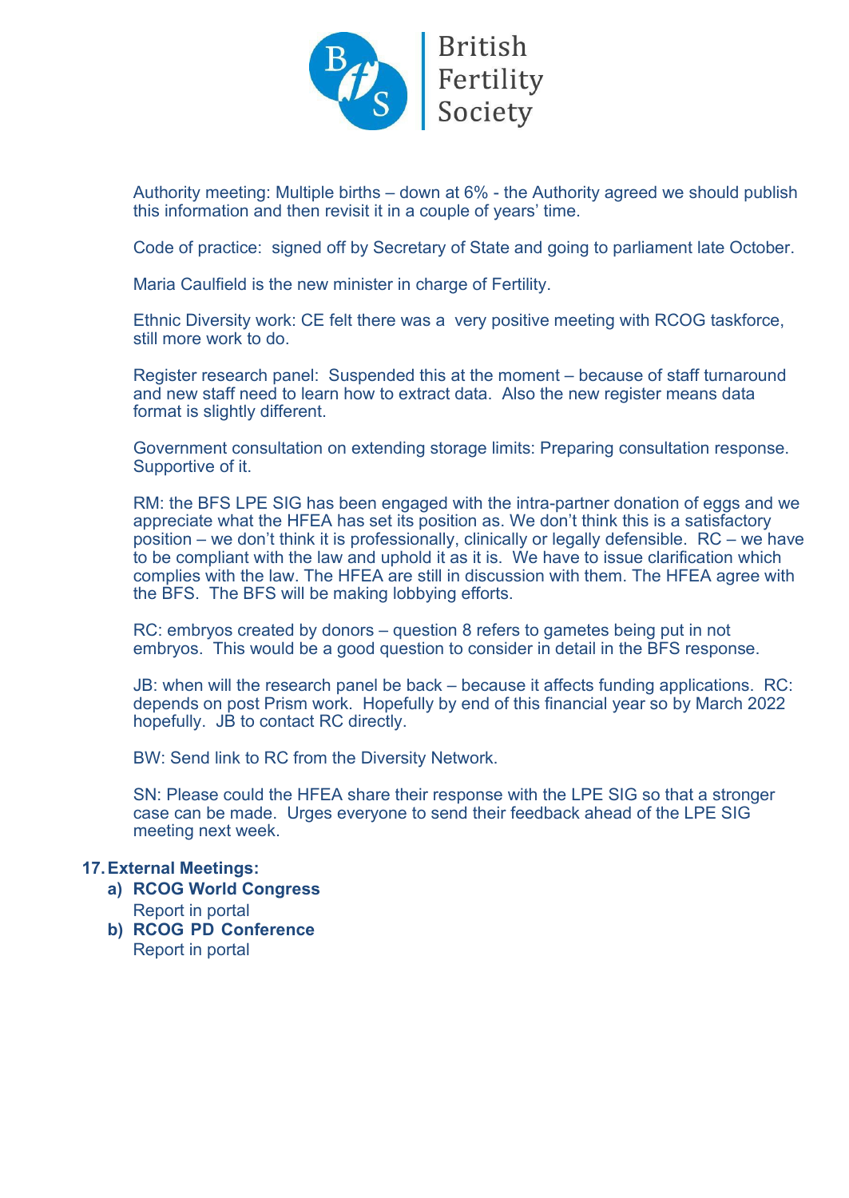Authority meeting: Multiple births – down at 6% - the Authority agreed we should publish this information and then revisit it in a couple of years' time.

Code of practice: signed off by Secretary of State and going to parliament late October.

Maria Caulfield is the new minister in charge of Fertility.

Ethnic Diversity work: CE felt there was a very positive meeting with RCOG taskforce, still more work to do.

Register research panel: Suspended this at the moment – because of staff turnaround and new staff need to learn how to extract data. Also the new register means data format is slightly different.

Government consultation on extending storage limits: Preparing consultation response. Supportive of it.

RM: the BFS LPE SIG has been engaged with the intra-partner donation of eggs and we appreciate what the HFEA has set its position as. We don't think this is a satisfactory position – we don't think it is professionally, clinically or legally defensible. RC – we have to be compliant with the law and uphold it as it is. We have to issue clarification which complies with the law. The HFEA are still in discussion with them. The HFEA agree with the BFS. The BFS will be making lobbying efforts.

RC: embryos created by donors – question 8 refers to gametes being put in not embryos. This would be a good question to consider in detail in the BFS response.

JB: when will the research panel be back – because it affects funding applications. RC: depends on post Prism work. Hopefully by end of this financial year so by March 2022 hopefully. JB to contact RC directly.

BW: Send link to RC from the Diversity Network.

SN: Please could the HFEA share their response with the LPE SIG so that a stronger case can be made. Urges everyone to send their feedback ahead of the LPE SIG meeting next week.

**17. External Meetings:**

**a) RCOG World Congress**
Report in portal

**b) RCOG PD Conference**
Report in portal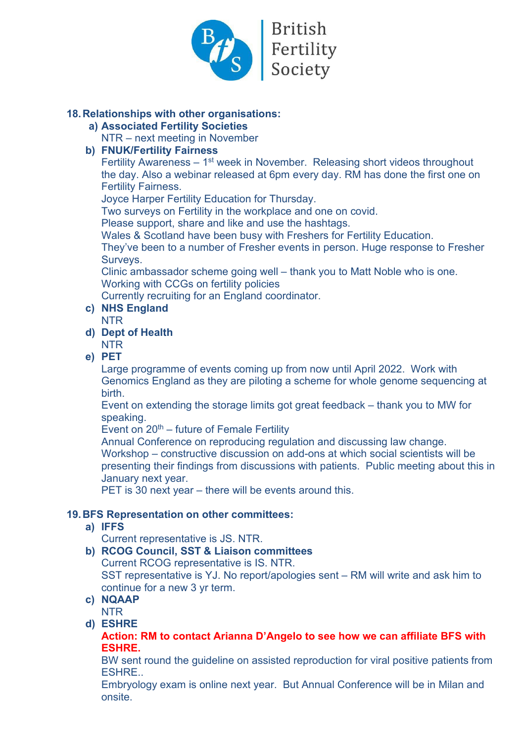## 18. Relationships with other organisations:

**a) Associated Fertility Societies**

NTR – next meeting in November

**b) FNUK/Fertility Fairness**

Fertility Awareness – 1st week in November. Releasing short videos throughout the day. Also a webinar released at 6pm every day. RM has done the first one on Fertility Fairness.

Joyce Harper Fertility Education for Thursday.

Two surveys on Fertility in the workplace and one on covid.

Please support, share and like and use the hashtags.

Wales & Scotland have been busy with Freshers for Fertility Education.

They've been to a number of Fresher events in person. Huge response to Fresher Surveys.

Clinic ambassador scheme going well – thank you to Matt Noble who is one.

Working with CCGs on fertility policies

Currently recruiting for an England coordinator.

**c) NHS England**

NTR

**d) Dept of Health**

NTR

**e) PET**

Large programme of events coming up from now until April 2022. Work with Genomics England as they are piloting a scheme for whole genome sequencing at birth.

Event on extending the storage limits got great feedback – thank you to MW for speaking.

Event on 20th – future of Female Fertility

Annual Conference on reproducing regulation and discussing law change.

Workshop – constructive discussion on add-ons at which social scientists will be presenting their findings from discussions with patients. Public meeting about this in January next year.

PET is 30 next year – there will be events around this.

## 19. BFS Representation on other committees:

**a) IFFS**

Current representative is JS. NTR.

**b) RCOG Council, SST & Liaison committees**

Current RCOG representative is IS. NTR.

SST representative is YJ. No report/apologies sent – RM will write and ask him to continue for a new 3 yr term.

**c) NQAAP**

NTR

**d) ESHRE**

**Action: RM to contact Arianna D'Angelo to see how we can affiliate BFS with ESHRE.**

BW sent round the guideline on assisted reproduction for viral positive patients from ESHRE..

Embryology exam is online next year. But Annual Conference will be in Milan and onsite.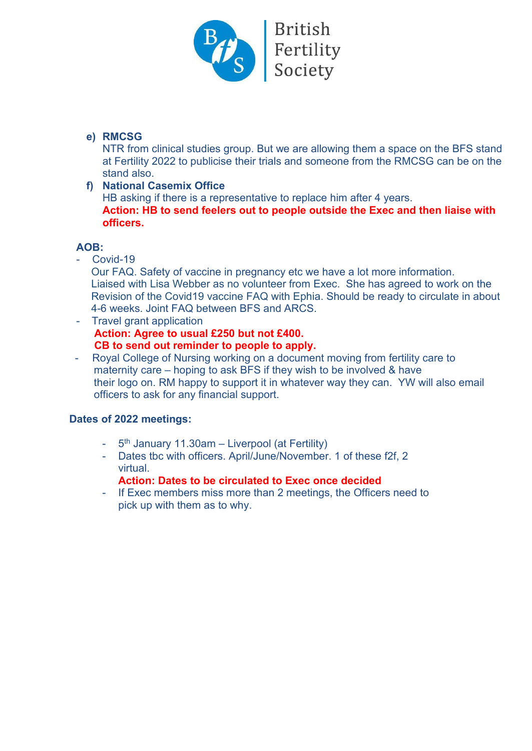**e) RMCSG**

NTR from clinical studies group. But we are allowing them a space on the BFS stand at Fertility 2022 to publicise their trials and someone from the RMCSG can be on the stand also.

**f) National Casemix Office**

HB asking if there is a representative to replace him after 4 years.

**Action: HB to send feelers out to people outside the Exec and then liaise with officers.**

**AOB:**

- Covid-19
  Our FAQ. Safety of vaccine in pregnancy etc we have a lot more information. Liaised with Lisa Webber as no volunteer from Exec. She has agreed to work on the Revision of the Covid19 vaccine FAQ with Ephia. Should be ready to circulate in about 4-6 weeks. Joint FAQ between BFS and ARCS.
- Travel grant application
  **Action: Agree to usual £250 but not £400.**
  **CB to send out reminder to people to apply.**
- Royal College of Nursing working on a document moving from fertility care to maternity care – hoping to ask BFS if they wish to be involved & have their logo on. RM happy to support it in whatever way they can. YW will also email officers to ask for any financial support.

**Dates of 2022 meetings:**

- 5th January 11.30am – Liverpool (at Fertility)
- Dates tbc with officers. April/June/November. 1 of these f2f, 2 virtual.
  **Action: Dates to be circulated to Exec once decided**
- If Exec members miss more than 2 meetings, the Officers need to pick up with them as to why.